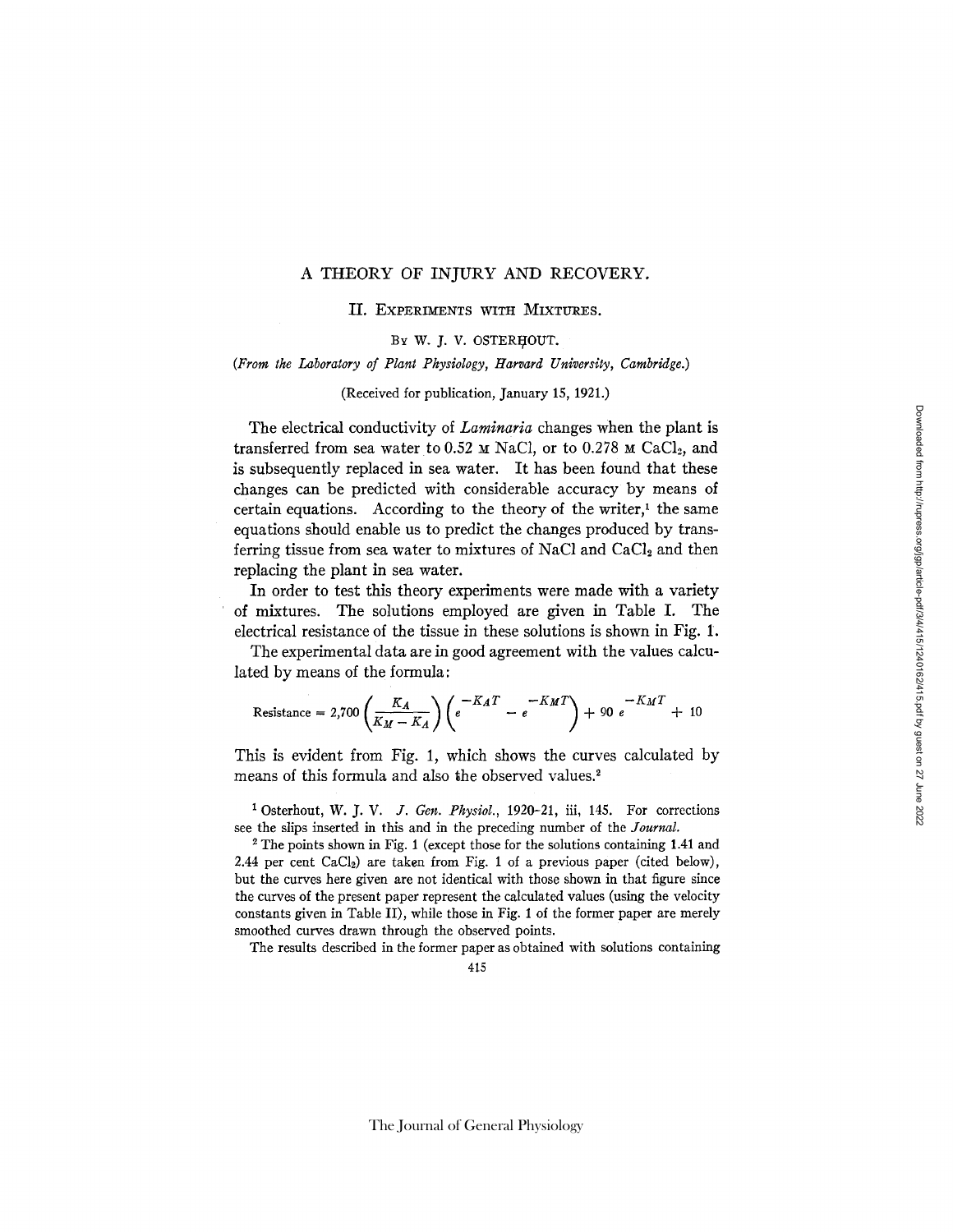# A THEORY OF INJURY AND RECOVERY.

## II. Experiments with Mixtures.

By W. J. V. OSTERHOUT.

*(From the Laboratory of Plant Physiology, Harvard University, Cambridge.)*

(Received for publication, January 15, 1921.)

The electrical conductivity of *Laminaria* changes when the plant is transferred from sea water to 0.52 M NaCl, or to 0.278 M $CaCl_2$, and is subsequently replaced in sea water. It has been found that these changes can be predicted with considerable accuracy by means of certain equations. According to the theory of the writer,[1] the same equations should enable us to predict the changes produced by transferring tissue from sea water to mixtures of NaCl and $CaCl_2$ and then replacing the plant in sea water.

In order to test this theory experiments were made with a variety of mixtures. The solutions employed are given in Table I. The electrical resistance of the tissue in these solutions is shown in Fig. 1.

The experimental data are in good agreement with the values calculated by means of the formula:

$$\text{Resistance} = 2{,}700 \left(\frac{K_A}{K_M - K_A}\right)\left(e^{-K_A T} - e^{-K_M T}\right) + 90\, e^{-K_M T} + 10$$

This is evident from Fig. 1, which shows the curves calculated by means of this formula and also the observed values.[2]

[1] Osterhout, W. J. V. *J. Gen. Physiol.*, 1920–21, iii, 145. For corrections see the slips inserted in this and in the preceding number of the *Journal.*

[2] The points shown in Fig. 1 (except those for the solutions containing 1.41 and 2.44 per cent $CaCl_2$) are taken from Fig. 1 of a previous paper (cited below), but the curves here given are not identical with those shown in that figure since the curves of the present paper represent the calculated values (using the velocity constants given in Table II), while those in Fig. 1 of the former paper are merely smoothed curves drawn through the observed points.

The results described in the former paper as obtained with solutions containing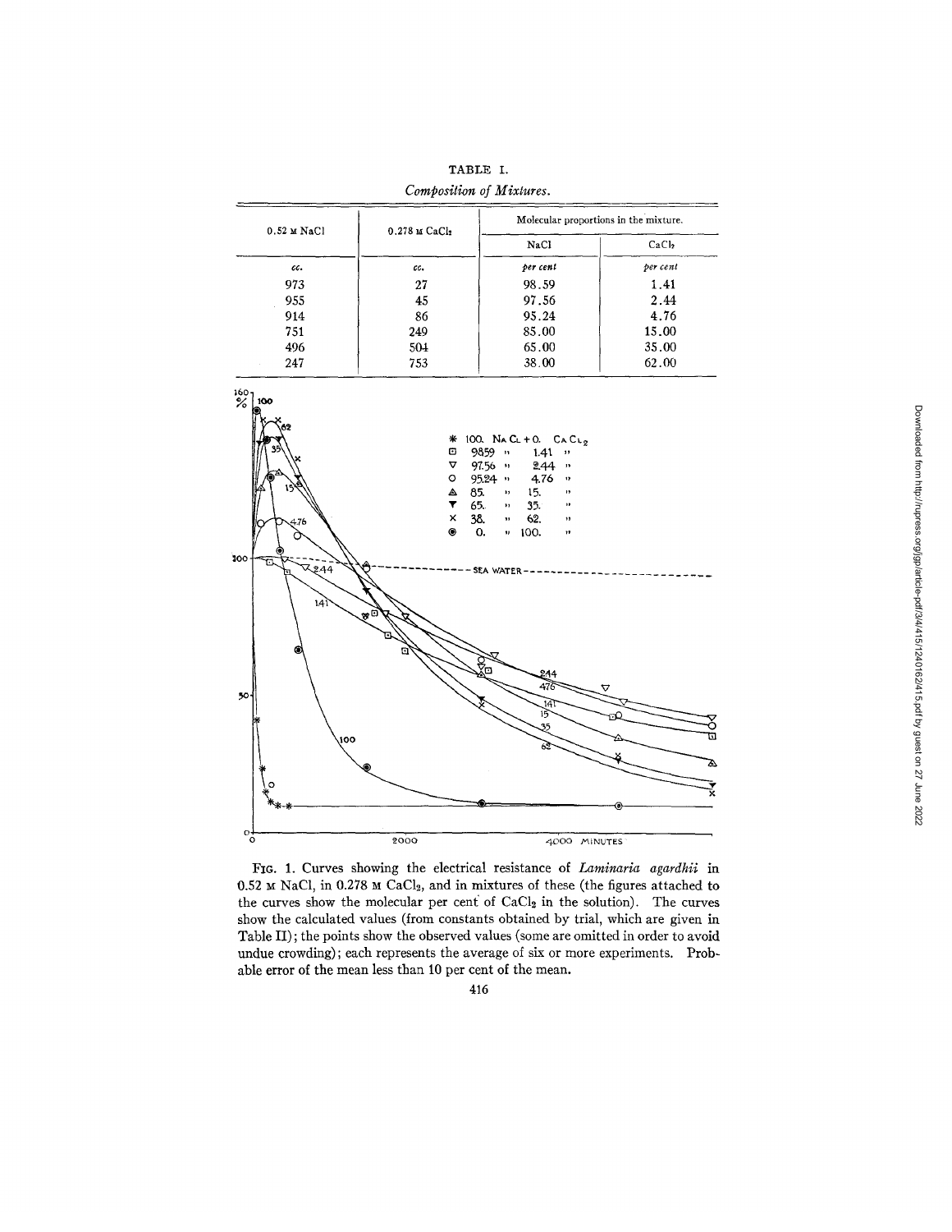TABLE I.

*Composition of Mixtures.*

| 0.52 M NaCl | 0.278 M $CaCl_2$ | Molecular proportions in the mixture. | |
|---|---|---|---|
| | | NaCl | $CaCl_2$ |
| *cc.* | *cc.* | *per cent* | *per cent* |
| 973 | 27 | 98.59 | 1.41 |
| 955 | 45 | 97.56 | 2.44 |
| 914 | 86 | 95.24 | 4.76 |
| 751 | 249 | 85.00 | 15.00 |
| 496 | 504 | 65.00 | 35.00 |
| 247 | 753 | 38.00 | 62.00 |

FIG. 1. Curves showing the electrical resistance of *Laminaria agardhii* in 0.52 M NaCl, in 0.278 M $CaCl_2$, and in mixtures of these (the figures attached to the curves show the molecular per cent of $CaCl_2$ in the solution). The curves show the calculated values (from constants obtained by trial, which are given in Table II); the points show the observed values (some are omitted in order to avoid undue crowding); each represents the average of six or more experiments. Probable error of the mean less than 10 per cent of the mean.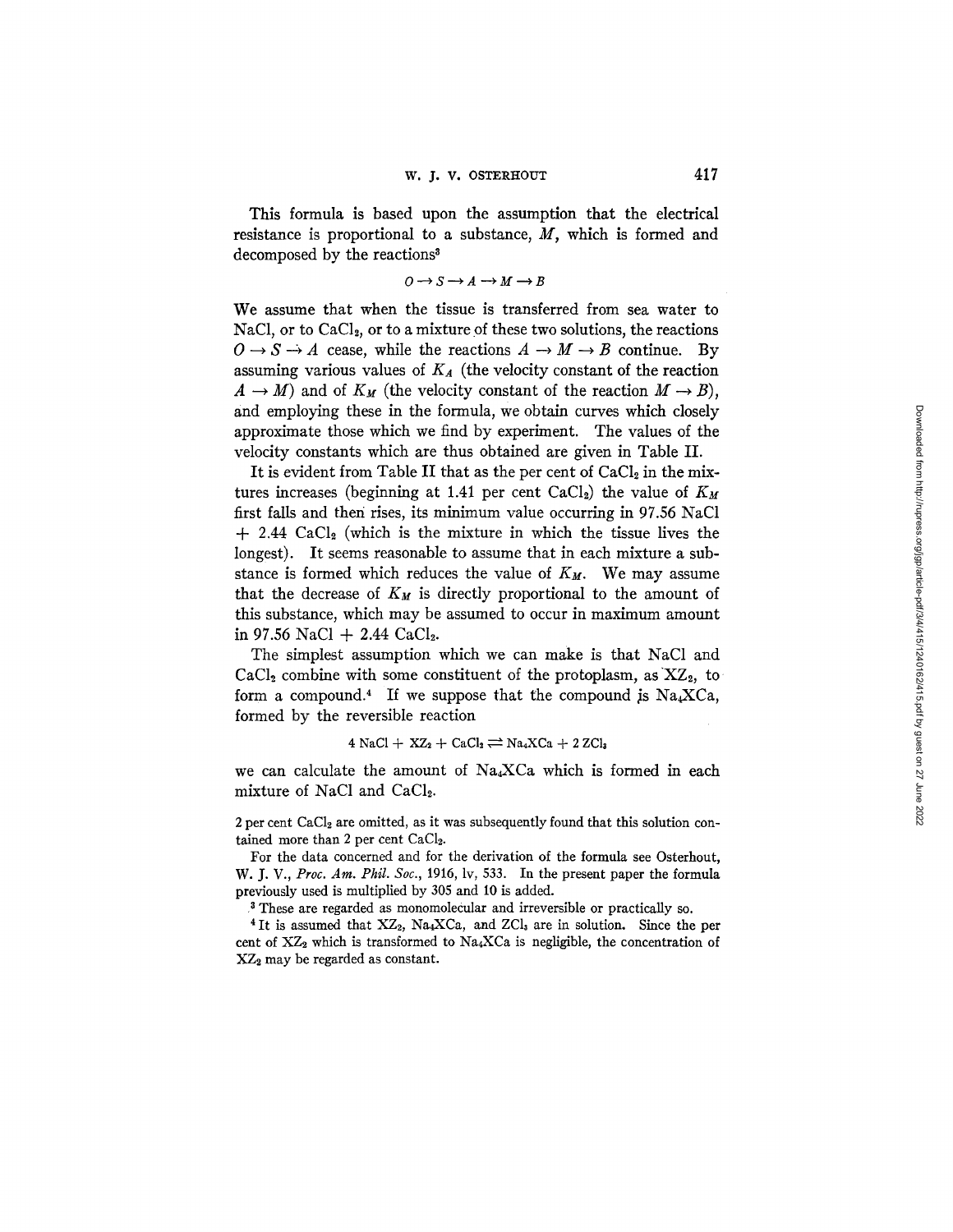This formula is based upon the assumption that the electrical resistance is proportional to a substance, $M$, which is formed and decomposed by the reactions[3]

$$O \rightarrow S \rightarrow A \rightarrow M \rightarrow B$$

We assume that when the tissue is transferred from sea water to NaCl, or to $CaCl_2$, or to a mixture of these two solutions, the reactions $O \rightarrow S \rightarrow A$ cease, while the reactions $A \rightarrow M \rightarrow B$ continue. By assuming various values of $K_A$ (the velocity constant of the reaction $A \rightarrow M$) and of $K_M$ (the velocity constant of the reaction $M \rightarrow B$), and employing these in the formula, we obtain curves which closely approximate those which we find by experiment. The values of the velocity constants which are thus obtained are given in Table II.

It is evident from Table II that as the per cent of $CaCl_2$ in the mixtures increases (beginning at 1.41 per cent $CaCl_2$) the value of $K_M$ first falls and then rises, its minimum value occurring in 97.56 NaCl + 2.44 $CaCl_2$ (which is the mixture in which the tissue lives the longest). It seems reasonable to assume that in each mixture a substance is formed which reduces the value of $K_M$. We may assume that the decrease of $K_M$ is directly proportional to the amount of this substance, which may be assumed to occur in maximum amount in 97.56 NaCl + 2.44 $CaCl_2$.

The simplest assumption which we can make is that NaCl and $CaCl_2$ combine with some constituent of the protoplasm, as $XZ_2$, to form a compound.[4] If we suppose that the compound is $Na_4XCa$, formed by the reversible reaction

$$4\ NaCl + XZ_2 + CaCl_2 \rightleftharpoons Na_4XCa + 2\ ZCl_3$$

we can calculate the amount of $Na_4XCa$ which is formed in each mixture of NaCl and $CaCl_2$.

---

2 per cent $CaCl_2$ are omitted, as it was subsequently found that this solution contained more than 2 per cent $CaCl_2$.

For the data concerned and for the derivation of the formula see Osterhout, W. J. V., *Proc. Am. Phil. Soc.*, 1916, lv, 533. In the present paper the formula previously used is multiplied by 305 and 10 is added.

[3] These are regarded as monomolecular and irreversible or practically so.

[4] It is assumed that $XZ_2$, $Na_4XCa$, and $ZCl_3$ are in solution. Since the per cent of $XZ_2$ which is transformed to $Na_4XCa$ is negligible, the concentration of $XZ_2$ may be regarded as constant.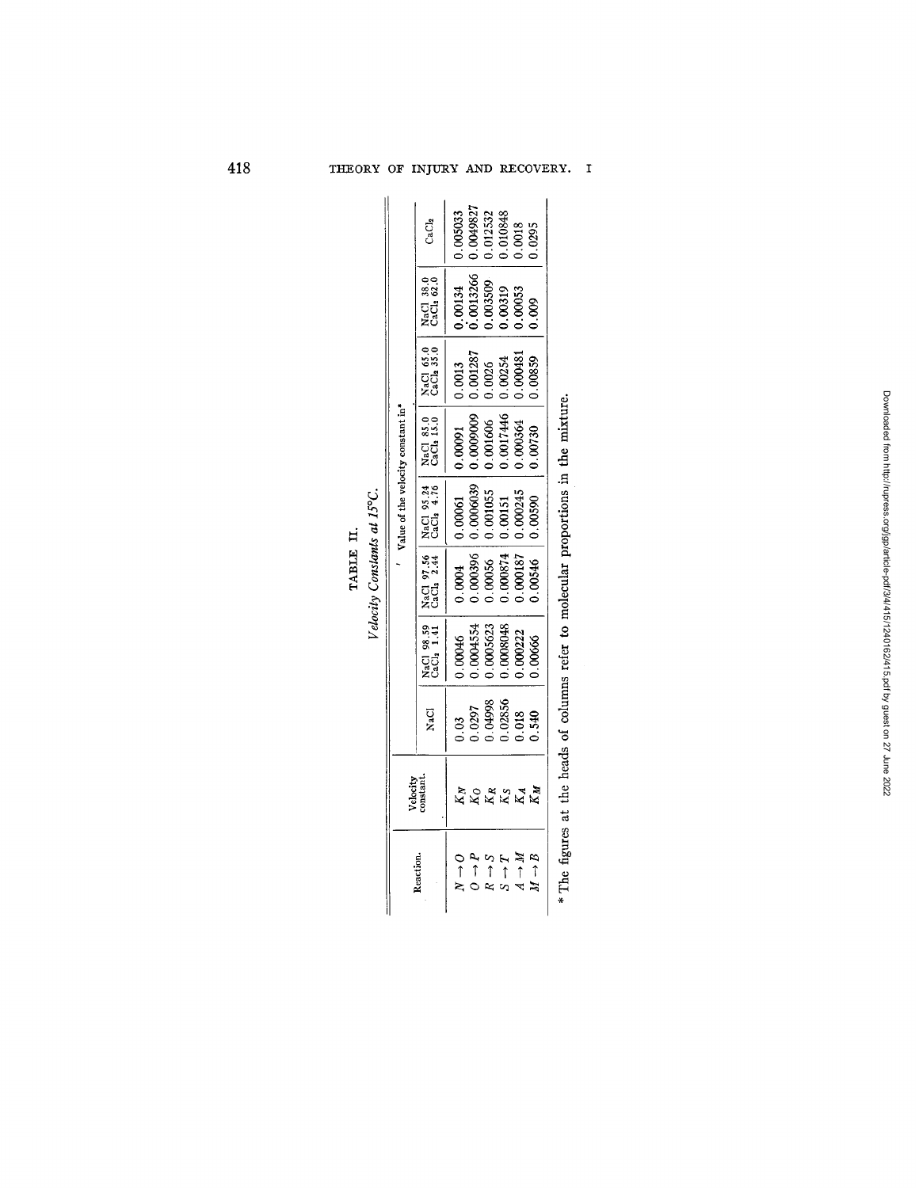TABLE II.

*Velocity Constants at 15°C.*

| Reaction. | Velocity constant. | Value of the velocity constant in* | | | | | | |
|---|---|---|---|---|---|---|---|---|
| | | NaCl | NaCl 98.59 $CaCl_2$ 1.41 | NaCl 97.56 $CaCl_2$ 2.44 | NaCl 95.24 $CaCl_2$ 4.76 | NaCl 85.0 $CaCl_2$ 15.0 | NaCl 65.0 $CaCl_2$ 35.0 | NaCl 38.0 $CaCl_2$ 62.0 | $CaCl_2$ |
| $N \rightarrow O$ | $K_N$ | 0.03 | 0.00046 | 0.0004 | 0.00061 | 0.00091 | 0.0013 | 0.00134 | 0.005033 |
| $O \rightarrow P$ | $K_O$ | 0.0297 | 0.0004554 | 0.000396 | 0.0006039 | 0.0009009 | 0.001287 | 0.0013266 | 0.0049827 |
| $R \rightarrow S$ | $K_R$ | 0.04998 | 0.0005623 | 0.00056 | 0.001055 | 0.001606 | 0.0026 | 0.003509 | 0.012532 |
| $S \rightarrow T$ | $K_S$ | 0.02856 | 0.0008048 | 0.000874 | 0.00151 | 0.0017446 | 0.00254 | 0.00319 | 0.010848 |
| $A \rightarrow M$ | $K_A$ | 0.018 | 0.000222 | 0.000187 | 0.000245 | 0.000364 | 0.000481 | 0.00053 | 0.0018 |
| $M \rightarrow B$ | $K_M$ | 0.540 | 0.00666 | 0.00546 | 0.00590 | 0.00730 | 0.00859 | 0.009 | 0.0295 |

\* The figures at the heads of columns refer to molecular proportions in the mixture.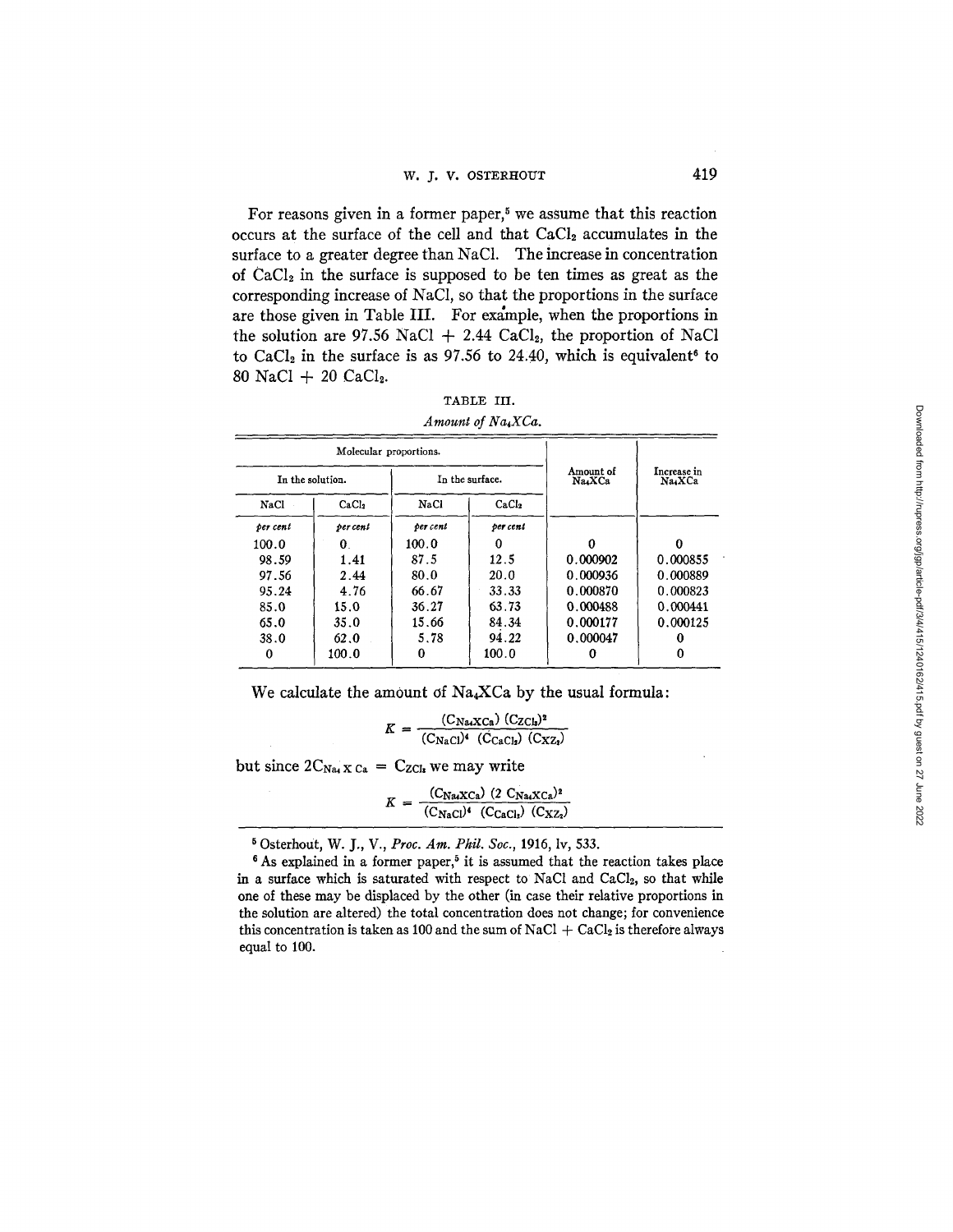For reasons given in a former paper,[5] we assume that this reaction occurs at the surface of the cell and that $CaCl_2$ accumulates in the surface to a greater degree than NaCl. The increase in concentration of $CaCl_2$ in the surface is supposed to be ten times as great as the corresponding increase of NaCl, so that the proportions in the surface are those given in Table III. For example, when the proportions in the solution are 97.56 NaCl + 2.44 $CaCl_2$, the proportion of NaCl to $CaCl_2$ in the surface is as 97.56 to 24.40, which is equivalent[6] to 80 NaCl + 20 $CaCl_2$.

TABLE III.

*Amount of $Na_4XCa$.*

| Molecular proportions. | | | | Amount of $Na_4XCa$ | Increase in $Na_4XCa$ |
|---|---|---|---|---|---|
| In the solution. | | In the surface. | | | |
| NaCl | $CaCl_2$ | NaCl | $CaCl_2$ | | |
| *per cent* | *per cent* | *per cent* | *per cent* | | |
| 100.0 | 0 | 100.0 | 0 | 0 | 0 |
| 98.59 | 1.41 | 87.5 | 12.5 | 0.000902 | 0.000855 |
| 97.56 | 2.44 | 80.0 | 20.0 | 0.000936 | 0.000889 |
| 95.24 | 4.76 | 66.67 | 33.33 | 0.000870 | 0.000823 |
| 85.0 | 15.0 | 36.27 | 63.73 | 0.000488 | 0.000441 |
| 65.0 | 35.0 | 15.66 | 84.34 | 0.000177 | 0.000125 |
| 38.0 | 62.0 | 5.78 | 94.22 | 0.000047 | 0 |
| 0 | 100.0 | 0 | 100.0 | 0 | 0 |

We calculate the amount of $Na_4XCa$ by the usual formula:

$$K = \frac{(C_{Na_4XCa})\,(C_{ZCl_2})^2}{(C_{NaCl})^4\,(C_{CaCl_2})\,(C_{XZ_3})}$$

but since $2C_{Na_4XCa} = C_{ZCl_2}$ we may write

$$K = \frac{(C_{Na_4XCa})\,(2\,C_{Na_4XCa})^2}{(C_{NaCl})^4\,(C_{CaCl_2})\,(C_{XZ_3})}$$

[5] Osterhout, W. J., V., *Proc. Am. Phil. Soc.*, 1916, lv, 533.

[6] As explained in a former paper,[5] it is assumed that the reaction takes place in a surface which is saturated with respect to NaCl and $CaCl_2$, so that while one of these may be displaced by the other (in case their relative proportions in the solution are altered) the total concentration does not change; for convenience this concentration is taken as 100 and the sum of NaCl + $CaCl_2$ is therefore always equal to 100.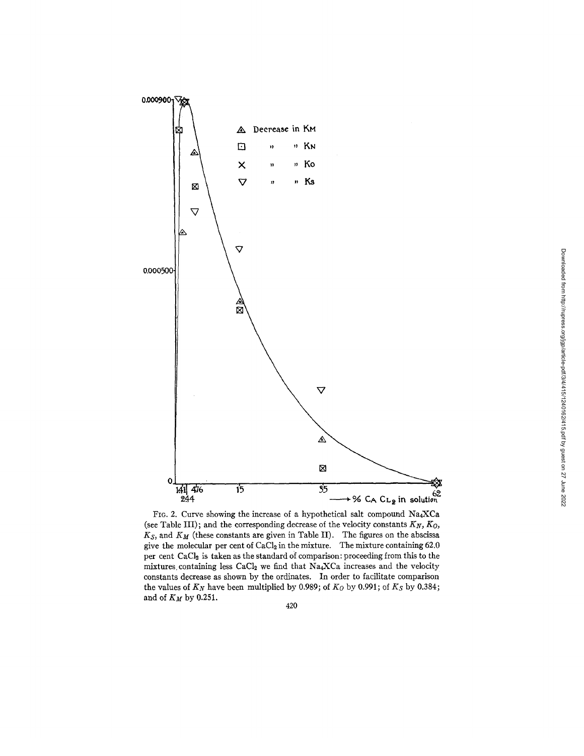FIG. 2. Curve showing the increase of a hypothetical salt compound $Na_4XCa$ (see Table III); and the corresponding decrease of the velocity constants $K_N$, $K_O$, $K_S$, and $K_M$ (these constants are given in Table II). The figures on the abscissa give the molecular per cent of $CaCl_2$ in the mixture. The mixture containing 62.0 per cent $CaCl_2$ is taken as the standard of comparison: proceeding from this to the mixtures containing less $CaCl_2$ we find that $Na_4XCa$ increases and the velocity constants decrease as shown by the ordinates. In order to facilitate comparison the values of $K_N$ have been multiplied by 0.989; of $K_O$ by 0.991; of $K_S$ by 0.384; and of $K_M$ by 0.251.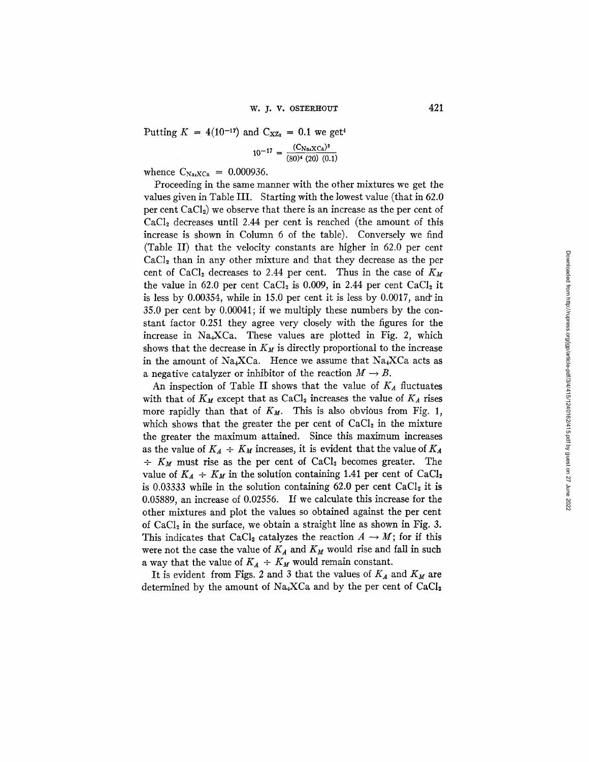Putting $K = 4(10^{-17})$ and $C_{XZ_2} = 0.1$ we get[4]

$$10^{-17} = \frac{(C_{Na_4XCa})^3}{(80)^4\,(20)\,(0.1)}$$

whence $C_{Na_4XCa} = 0.000936$.

Proceeding in the same manner with the other mixtures we get the values given in Table III. Starting with the lowest value (that in 62.0 per cent $CaCl_2$) we observe that there is an increase as the per cent of $CaCl_2$ decreases until 2.44 per cent is reached (the amount of this increase is shown in Column 6 of the table). Conversely we find (Table II) that the velocity constants are higher in 62.0 per cent $CaCl_2$ than in any other mixture and that they decrease as the per cent of $CaCl_2$ decreases to 2.44 per cent. Thus in the case of $K_M$ the value in 62.0 per cent $CaCl_2$ is 0.009, in 2.44 per cent $CaCl_2$ it is less by 0.00354, while in 15.0 per cent it is less by 0.0017, and in 35.0 per cent by 0.00041; if we multiply these numbers by the constant factor 0.251 they agree very closely with the figures for the increase in $Na_4XCa$. These values are plotted in Fig. 2, which shows that the decrease in $K_M$ is directly proportional to the increase in the amount of $Na_4XCa$. Hence we assume that $Na_4XCa$ acts as a negative catalyzer or inhibitor of the reaction $M \rightarrow B$.

An inspection of Table II shows that the value of $K_A$ fluctuates with that of $K_M$ except that as $CaCl_2$ increases the value of $K_A$ rises more rapidly than that of $K_M$. This is also obvious from Fig. 1, which shows that the greater the per cent of $CaCl_2$ in the mixture the greater the maximum attained. Since this maximum increases as the value of $K_A \div K_M$ increases, it is evident that the value of $K_A \div K_M$ must rise as the per cent of $CaCl_2$ becomes greater. The value of $K_A \div K_M$ in the solution containing 1.41 per cent of $CaCl_2$ is 0.03333 while in the solution containing 62.0 per cent $CaCl_2$ it is 0.05889, an increase of 0.02556. If we calculate this increase for the other mixtures and plot the values so obtained against the per cent of $CaCl_2$ in the surface, we obtain a straight line as shown in Fig. 3. This indicates that $CaCl_2$ catalyzes the reaction $A \rightarrow M$; for if this were not the case the value of $K_A$ and $K_M$ would rise and fall in such a way that the value of $K_A \div K_M$ would remain constant.

It is evident from Figs. 2 and 3 that the values of $K_A$ and $K_M$ are determined by the amount of $Na_4XCa$ and by the per cent of $CaCl_2$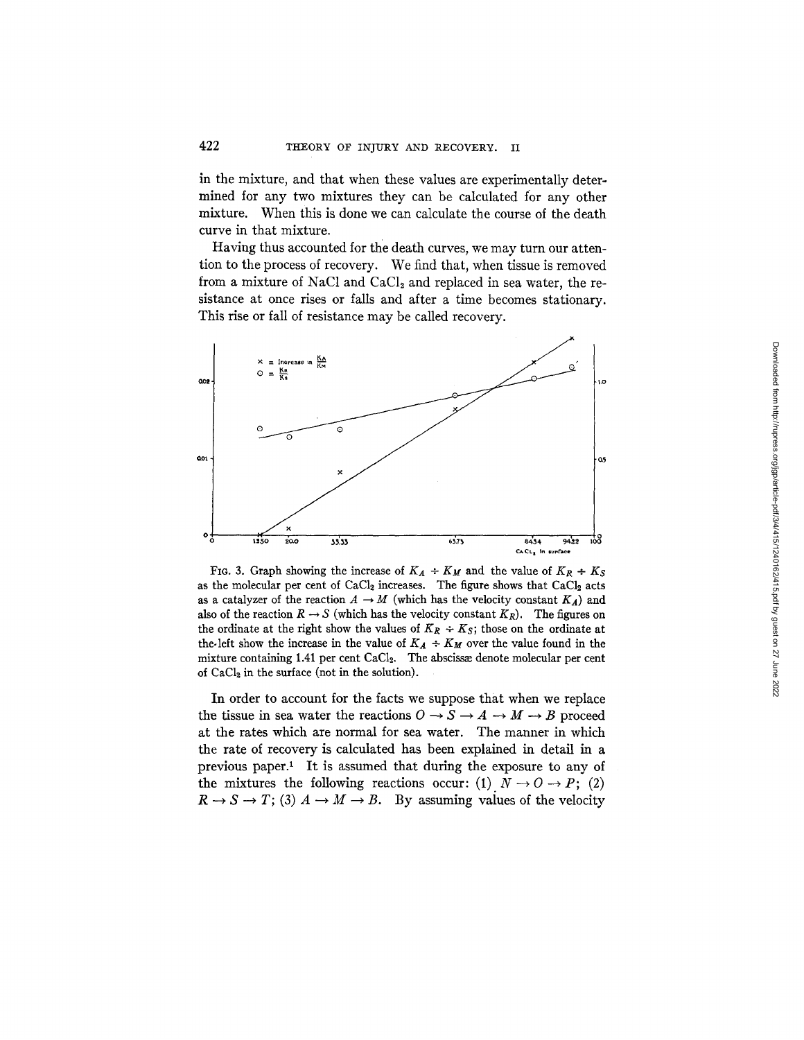in the mixture, and that when these values are experimentally determined for any two mixtures they can be calculated for any other mixture. When this is done we can calculate the course of the death curve in that mixture.

Having thus accounted for the death curves, we may turn our attention to the process of recovery. We find that, when tissue is removed from a mixture of NaCl and $CaCl_2$ and replaced in sea water, the resistance at once rises or falls and after a time becomes stationary. This rise or fall of resistance may be called recovery.

FIG. 3. Graph showing the increase of $K_A \div K_M$ and the value of $K_R \div K_S$ as the molecular per cent of $CaCl_2$ increases. The figure shows that $CaCl_2$ acts as a catalyzer of the reaction $A \rightarrow M$ (which has the velocity constant $K_A$) and also of the reaction $R \rightarrow S$ (which has the velocity constant $K_R$). The figures on the ordinate at the right show the values of $K_R \div K_S$; those on the ordinate at the left show the increase in the value of $K_A \div K_M$ over the value found in the mixture containing 1.41 per cent $CaCl_2$. The abscissæ denote molecular per cent of $CaCl_2$ in the surface (not in the solution).

In order to account for the facts we suppose that when we replace the tissue in sea water the reactions $O \rightarrow S \rightarrow A \rightarrow M \rightarrow B$ proceed at the rates which are normal for sea water. The manner in which the rate of recovery is calculated has been explained in detail in a previous paper.[1] It is assumed that during the exposure to any of the mixtures the following reactions occur: (1) $N \rightarrow O \rightarrow P$; (2) $R \rightarrow S \rightarrow T$; (3) $A \rightarrow M \rightarrow B$. By assuming values of the velocity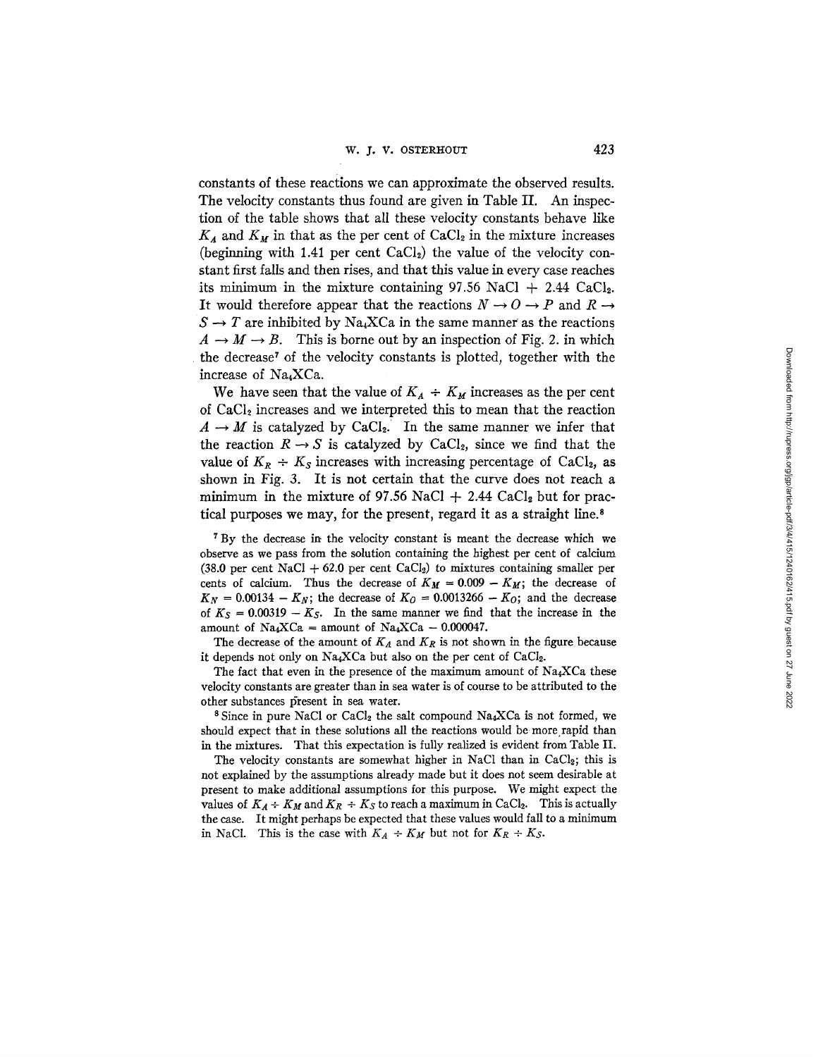constants of these reactions we can approximate the observed results. The velocity constants thus found are given in Table II. An inspection of the table shows that all these velocity constants behave like $K_A$ and $K_M$ in that as the per cent of $CaCl_2$ in the mixture increases (beginning with 1.41 per cent $CaCl_2$) the value of the velocity constant first falls and then rises, and that this value in every case reaches its minimum in the mixture containing 97.56 NaCl + 2.44 $CaCl_2$. It would therefore appear that the reactions $N \rightarrow O \rightarrow P$ and $R \rightarrow S \rightarrow T$ are inhibited by $Na_4XCa$ in the same manner as the reactions $A \rightarrow M \rightarrow B$. This is borne out by an inspection of Fig. 2. in which the decrease[7] of the velocity constants is plotted, together with the increase of $Na_4XCa$.

We have seen that the value of $K_A \div K_M$ increases as the per cent of $CaCl_2$ increases and we interpreted this to mean that the reaction $A \rightarrow M$ is catalyzed by $CaCl_2$. In the same manner we infer that the reaction $R \rightarrow S$ is catalyzed by $CaCl_2$, since we find that the value of $K_R \div K_S$ increases with increasing percentage of $CaCl_2$, as shown in Fig. 3. It is not certain that the curve does not reach a minimum in the mixture of 97.56 NaCl + 2.44 $CaCl_2$ but for practical purposes we may, for the present, regard it as a straight line.[8]

[7] By the decrease in the velocity constant is meant the decrease which we observe as we pass from the solution containing the highest per cent of calcium (38.0 per cent NaCl + 62.0 per cent $CaCl_2$) to mixtures containing smaller per cents of calcium. Thus the decrease of $K_M = 0.009 - K_M$; the decrease of $K_N = 0.00134 - K_N$; the decrease of $K_O = 0.0013266 - K_O$; and the decrease of $K_S = 0.00319 - K_S$. In the same manner we find that the increase in the amount of $Na_4XCa$ = amount of $Na_4XCa$ − 0.000047.

The decrease of the amount of $K_A$ and $K_R$ is not shown in the figure because it depends not only on $Na_4XCa$ but also on the per cent of $CaCl_2$.

The fact that even in the presence of the maximum amount of $Na_4XCa$ these velocity constants are greater than in sea water is of course to be attributed to the other substances present in sea water.

[8] Since in pure NaCl or $CaCl_2$ the salt compound $Na_4XCa$ is not formed, we should expect that in these solutions all the reactions would be more rapid than in the mixtures. That this expectation is fully realized is evident from Table II.

The velocity constants are somewhat higher in NaCl than in $CaCl_2$; this is not explained by the assumptions already made but it does not seem desirable at present to make additional assumptions for this purpose. We might expect the values of $K_A \div K_M$ and $K_R \div K_S$ to reach a maximum in $CaCl_2$. This is actually the case. It might perhaps be expected that these values would fall to a minimum in NaCl. This is the case with $K_A \div K_M$ but not for $K_R \div K_S$.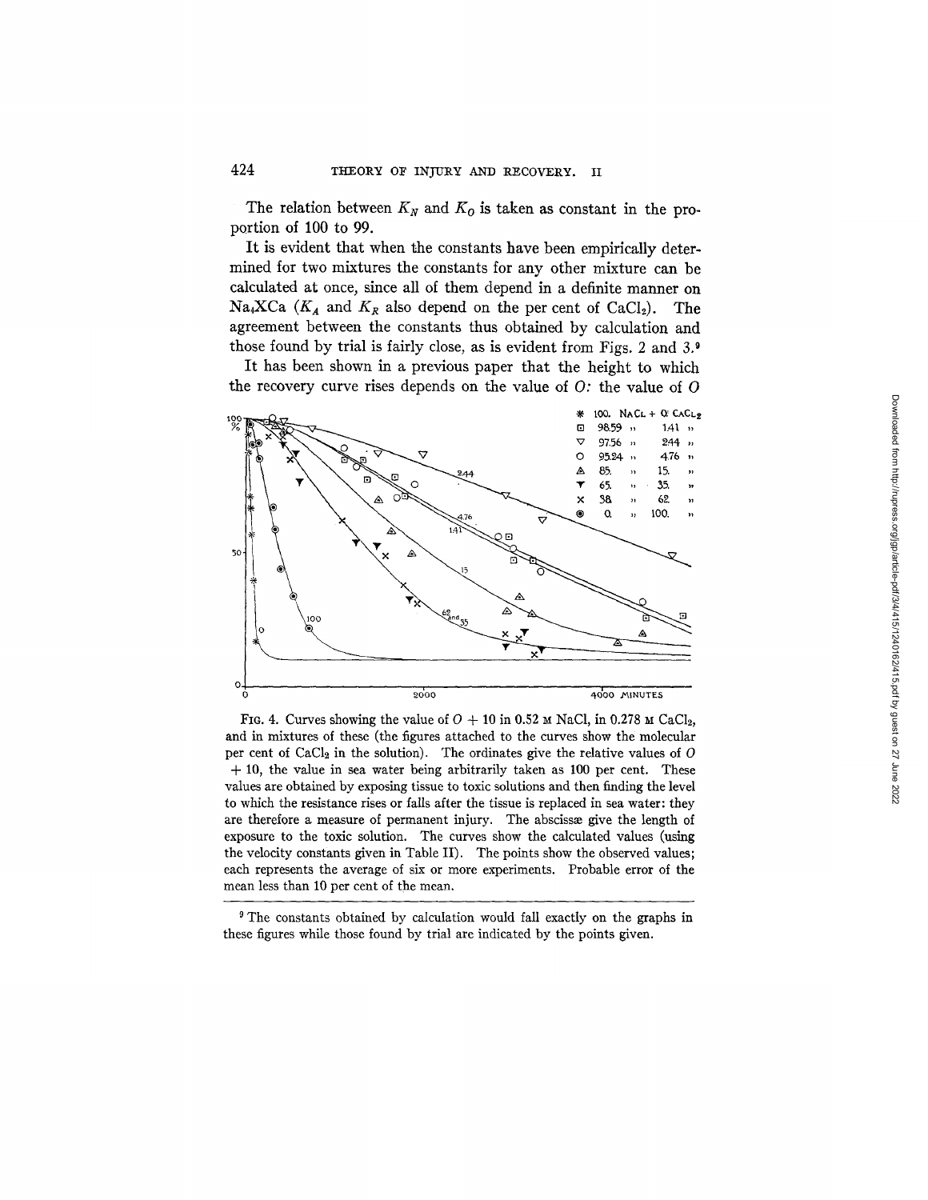The relation between $K_N$ and $K_O$ is taken as constant in the proportion of 100 to 99.

It is evident that when the constants have been empirically determined for two mixtures the constants for any other mixture can be calculated at once, since all of them depend in a definite manner on $Na_4XCa$ ($K_A$ and $K_R$ also depend on the per cent of $CaCl_2$). The agreement between the constants thus obtained by calculation and those found by trial is fairly close, as is evident from Figs. 2 and 3.[9]

It has been shown in a previous paper that the height to which the recovery curve rises depends on the value of $O$: the value of $O$

FIG. 4. Curves showing the value of $O + 10$ in 0.52 M NaCl, in 0.278 M $CaCl_2$, and in mixtures of these (the figures attached to the curves show the molecular per cent of $CaCl_2$ in the solution). The ordinates give the relative values of $O + 10$, the value in sea water being arbitrarily taken as 100 per cent. These values are obtained by exposing tissue to toxic solutions and then finding the level to which the resistance rises or falls after the tissue is replaced in sea water: they are therefore a measure of permanent injury. The abscissæ give the length of exposure to the toxic solution. The curves show the calculated values (using the velocity constants given in Table II). The points show the observed values; each represents the average of six or more experiments. Probable error of the mean less than 10 per cent of the mean.

---

[9] The constants obtained by calculation would fall exactly on the graphs in these figures while those found by trial are indicated by the points given.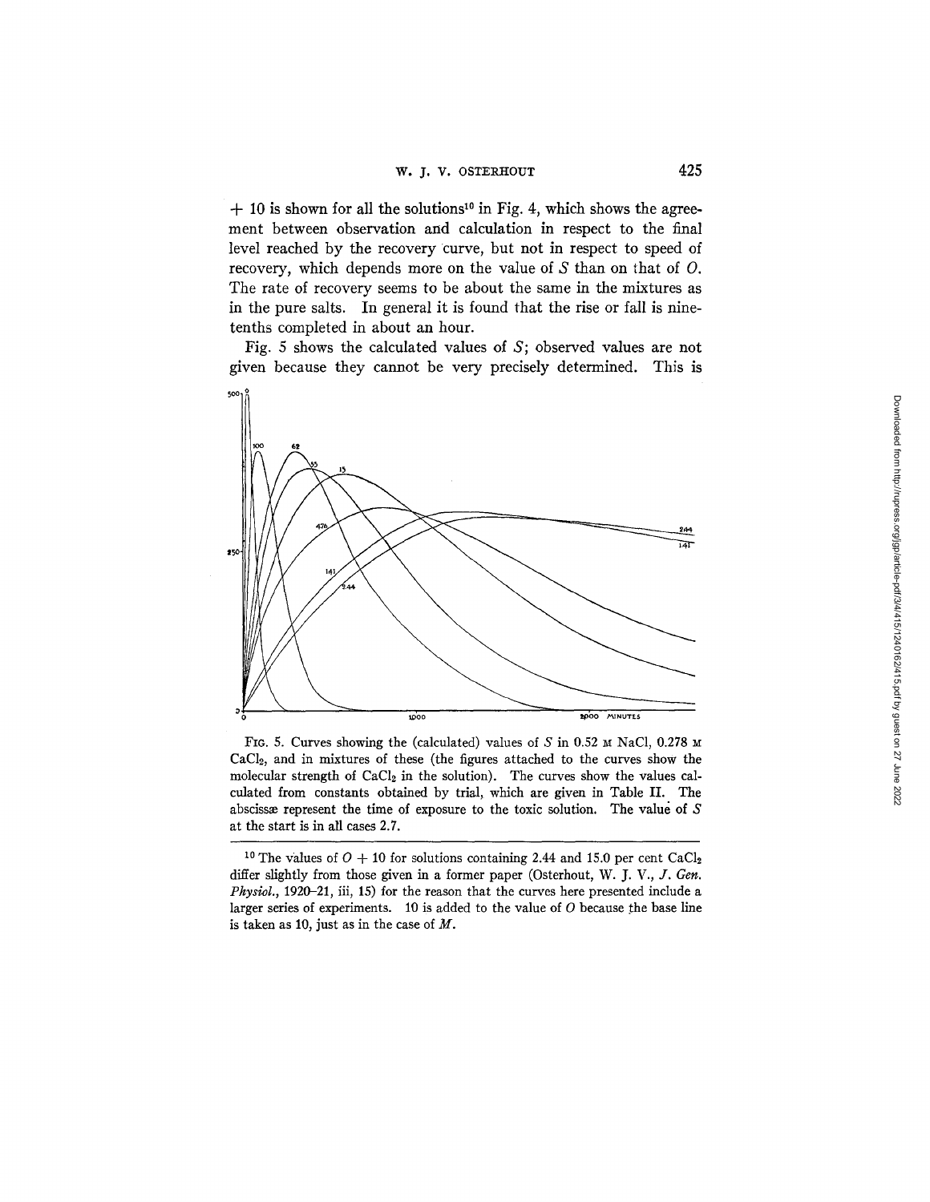+ 10 is shown for all the solutions[10] in Fig. 4, which shows the agreement between observation and calculation in respect to the final level reached by the recovery curve, but not in respect to speed of recovery, which depends more on the value of $S$ than on that of $O$. The rate of recovery seems to be about the same in the mixtures as in the pure salts. In general it is found that the rise or fall is nine-tenths completed in about an hour.

Fig. 5 shows the calculated values of $S$; observed values are not given because they cannot be very precisely determined. This is

FIG. 5. Curves showing the (calculated) values of $S$ in 0.52 M NaCl, 0.278 M $CaCl_2$, and in mixtures of these (the figures attached to the curves show the molecular strength of $CaCl_2$ in the solution). The curves show the values calculated from constants obtained by trial, which are given in Table II. The abscissæ represent the time of exposure to the toxic solution. The value of $S$ at the start is in all cases 2.7.

[10] The values of $O + 10$ for solutions containing 2.44 and 15.0 per cent $CaCl_2$ differ slightly from those given in a former paper (Osterhout, W. J. V., *J. Gen. Physiol.*, 1920–21, iii, 15) for the reason that the curves here presented include a larger series of experiments. 10 is added to the value of $O$ because the base line is taken as 10, just as in the case of $M$.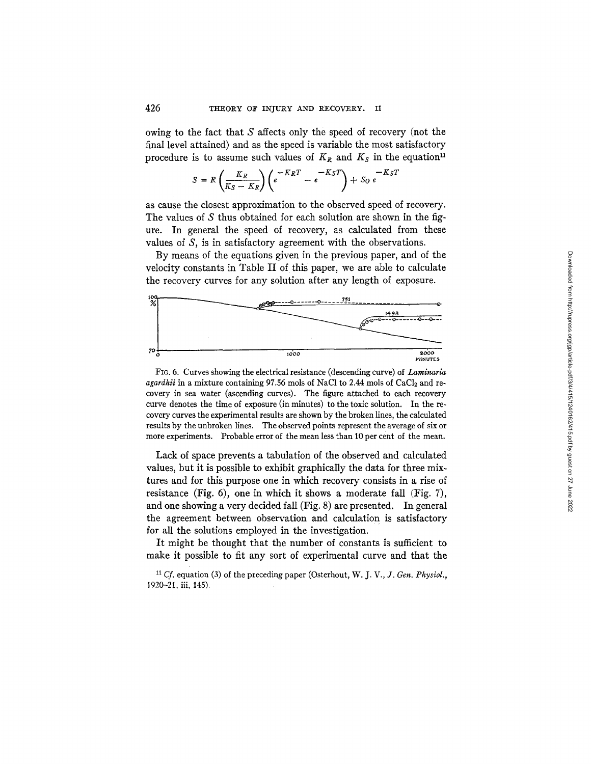owing to the fact that $S$ affects only the speed of recovery (not the final level attained) and as the speed is variable the most satisfactory procedure is to assume such values of $K_R$ and $K_S$ in the equation[11]

$$S = R\left(\frac{K_R}{K_S - K_R}\right)\left(e^{-K_R T} - e^{-K_S T}\right) + S_O\, e^{-K_S T}$$

as cause the closest approximation to the observed speed of recovery. The values of $S$ thus obtained for each solution are shown in the figure. In general the speed of recovery, as calculated from these values of $S$, is in satisfactory agreement with the observations.

By means of the equations given in the previous paper, and of the velocity constants in Table II of this paper, we are able to calculate the recovery curves for any solution after any length of exposure.

FIG. 6. Curves showing the electrical resistance (descending curve) of *Laminaria agardhii* in a mixture containing 97.56 mols of NaCl to 2.44 mols of $CaCl_2$ and recovery in sea water (ascending curves). The figure attached to each recovery curve denotes the time of exposure (in minutes) to the toxic solution. In the recovery curves the experimental results are shown by the broken lines, the calculated results by the unbroken lines. The observed points represent the average of six or more experiments. Probable error of the mean less than 10 per cent of the mean.

Lack of space prevents a tabulation of the observed and calculated values, but it is possible to exhibit graphically the data for three mixtures and for this purpose one in which recovery consists in a rise of resistance (Fig. 6), one in which it shows a moderate fall (Fig. 7), and one showing a very decided fall (Fig. 8) are presented. In general the agreement between observation and calculation is satisfactory for all the solutions employed in the investigation.

It might be thought that the number of constants is sufficient to make it possible to fit any sort of experimental curve and that the

[11] *Cf.* equation (3) of the preceding paper (Osterhout, W. J. V., *J. Gen. Physiol.*, 1920–21, iii, 145).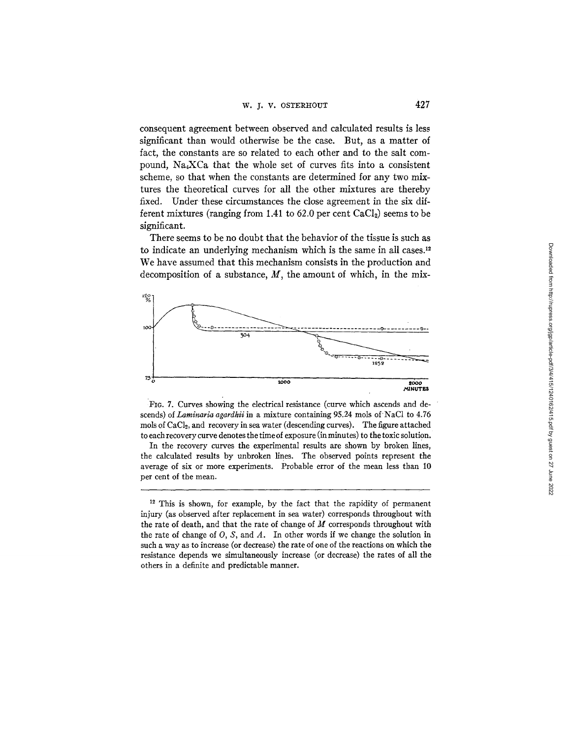consequent agreement between observed and calculated results is less significant than would otherwise be the case. But, as a matter of fact, the constants are so related to each other and to the salt compound, $Na_4XCa$ that the whole set of curves fits into a consistent scheme, so that when the constants are determined for any two mixtures the theoretical curves for all the other mixtures are thereby fixed. Under these circumstances the close agreement in the six different mixtures (ranging from 1.41 to 62.0 per cent $CaCl_2$) seems to be significant.

There seems to be no doubt that the behavior of the tissue is such as to indicate an underlying mechanism which is the same in all cases.[12] We have assumed that this mechanism consists in the production and decomposition of a substance, $M$, the amount of which, in the mix-

FIG. 7. Curves showing the electrical resistance (curve which ascends and descends) of *Laminaria agardhii* in a mixture containing 95.24 mols of NaCl to 4.76 mols of $CaCl_2$, and recovery in sea water (descending curves). The figure attached to each recovery curve denotes the time of exposure (in minutes) to the toxic solution.

In the recovery curves the experimental results are shown by broken lines, the calculated results by unbroken lines. The observed points represent the average of six or more experiments. Probable error of the mean less than 10 per cent of the mean.

---

[12] This is shown, for example, by the fact that the rapidity of permanent injury (as observed after replacement in sea water) corresponds throughout with the rate of death, and that the rate of change of $M$ corresponds throughout with the rate of change of $O$, $S$, and $A$. In other words if we change the solution in such a way as to increase (or decrease) the rate of one of the reactions on which the resistance depends we simultaneously increase (or decrease) the rates of all the others in a definite and predictable manner.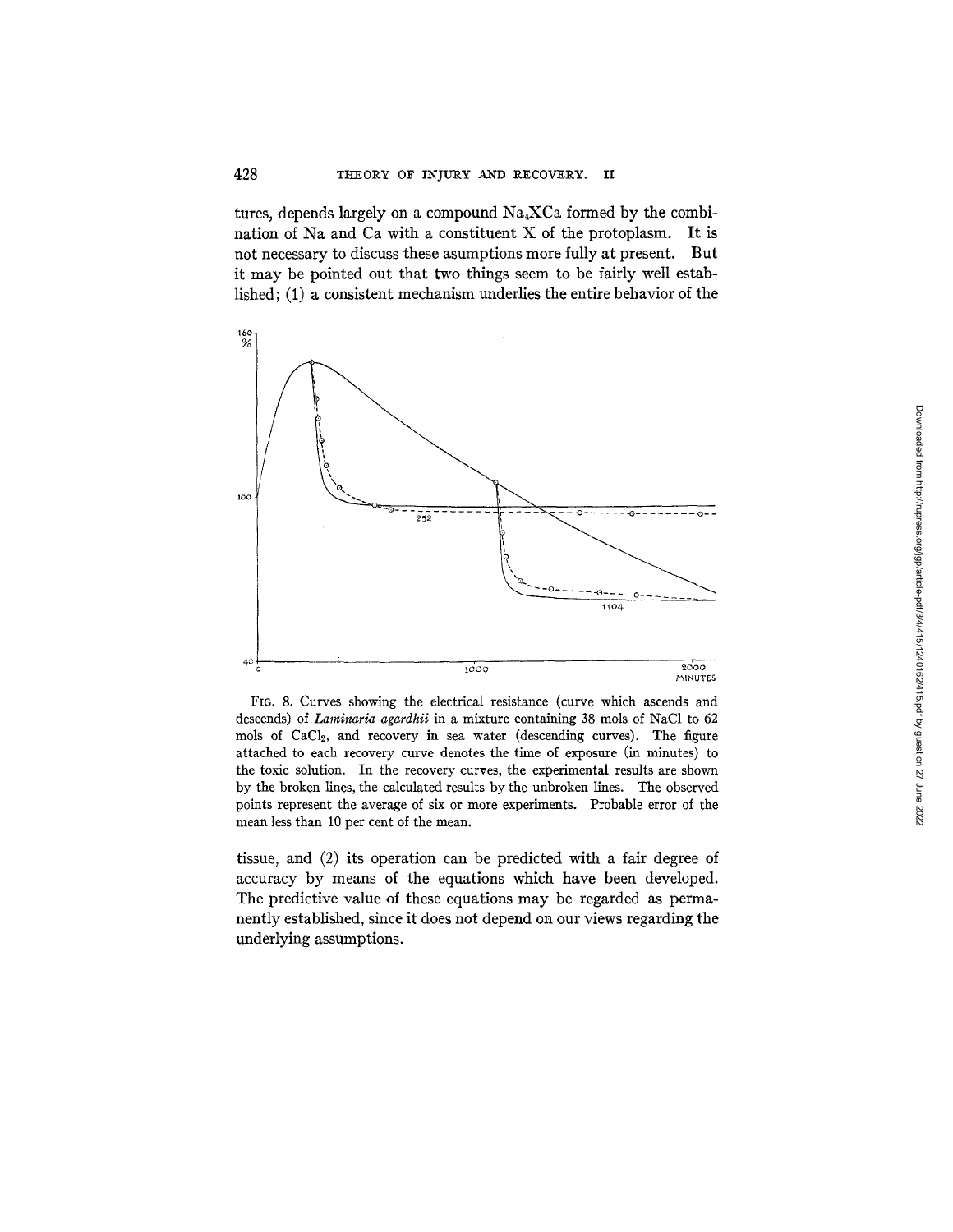tures, depends largely on a compound $Na_4XCa$ formed by the combination of Na and Ca with a constituent X of the protoplasm. It is not necessary to discuss these asumptions more fully at present. But it may be pointed out that two things seem to be fairly well established; (1) a consistent mechanism underlies the entire behavior of the tissue, and (2) its operation can be predicted with a fair degree of accuracy by means of the equations which have been developed. The predictive value of these equations may be regarded as permanently established, since it does not depend on our views regarding the underlying assumptions.

FIG. 8. Curves showing the electrical resistance (curve which ascends and descends) of *Laminaria agardhii* in a mixture containing 38 mols of NaCl to 62 mols of $CaCl_2$, and recovery in sea water (descending curves). The figure attached to each recovery curve denotes the time of exposure (in minutes) to the toxic solution. In the recovery curves, the experimental results are shown by the broken lines, the calculated results by the unbroken lines. The observed points represent the average of six or more experiments. Probable error of the mean less than 10 per cent of the mean.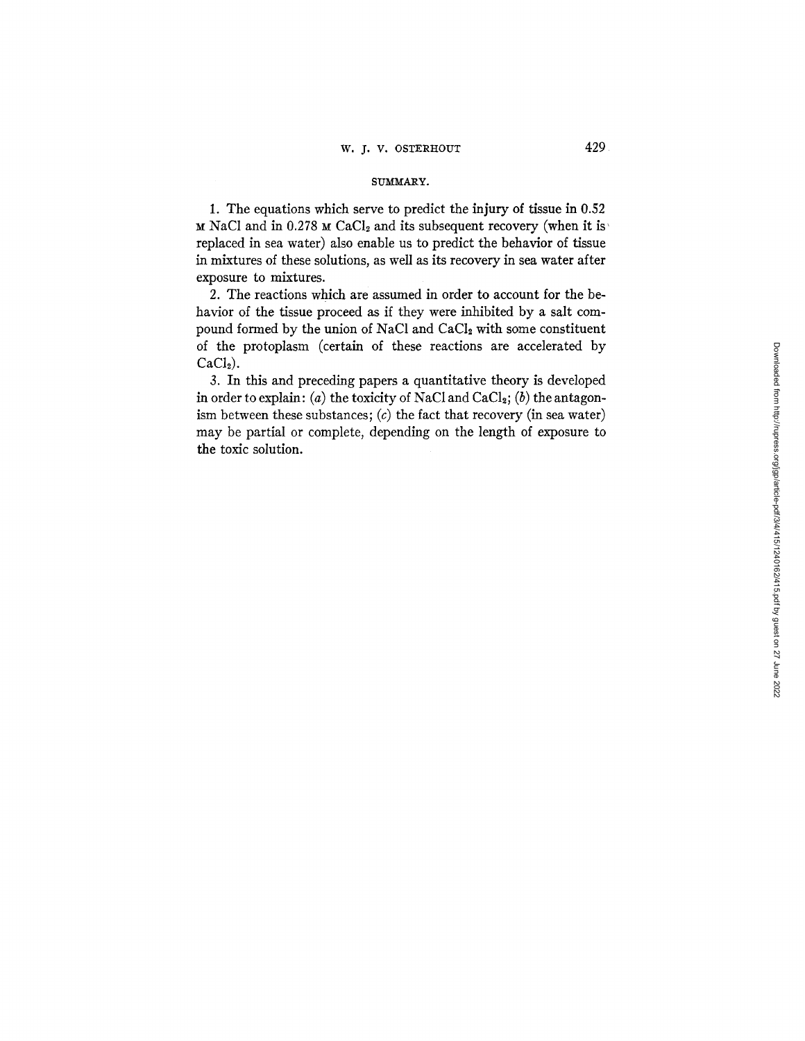## SUMMARY.

1. The equations which serve to predict the injury of tissue in 0.52 M NaCl and in 0.278 M $CaCl_2$ and its subsequent recovery (when it is replaced in sea water) also enable us to predict the behavior of tissue in mixtures of these solutions, as well as its recovery in sea water after exposure to mixtures.

2. The reactions which are assumed in order to account for the behavior of the tissue proceed as if they were inhibited by a salt compound formed by the union of NaCl and $CaCl_2$ with some constituent of the protoplasm (certain of these reactions are accelerated by $CaCl_2$).

3. In this and preceding papers a quantitative theory is developed in order to explain: (*a*) the toxicity of NaCl and $CaCl_2$; (*b*) the antagonism between these substances; (*c*) the fact that recovery (in sea water) may be partial or complete, depending on the length of exposure to the toxic solution.